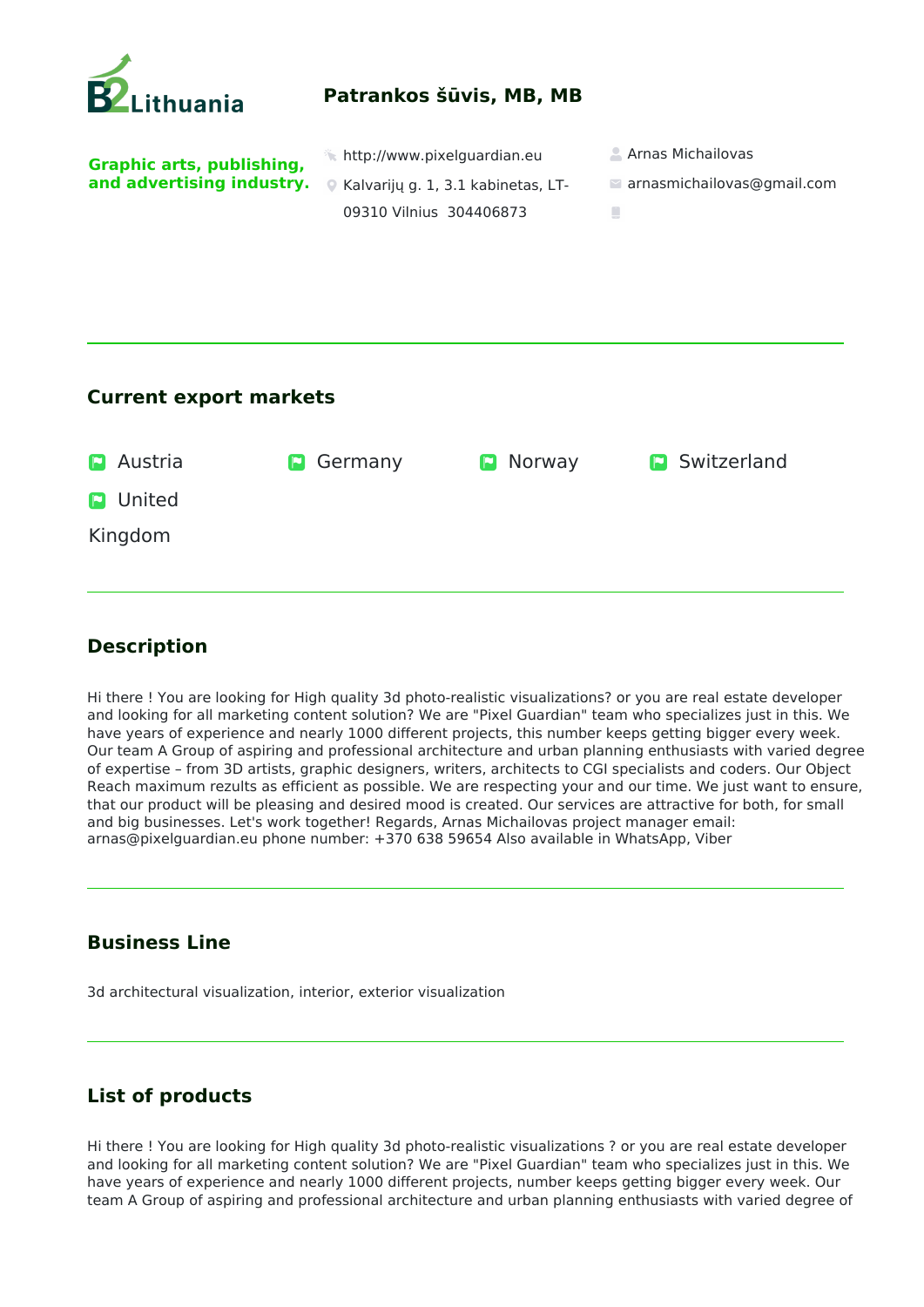B2Lithuania

# Patrankos šūvis, MB, MB

**Graphic arts, publishing, and advertising industry.**

http://www.pixelguardian.eu

Kalvarijų g. 1, 3.1 kabinetas, LT-09310 Vilnius 304406873

Arnas Michailovas

arnasmichailovas@gmail.com

---

## Current export markets

- Austria
- Germany
- Norway
- Switzerland
- United Kingdom

---

## Description

Hi there ! You are looking for High quality 3d photo-realistic visualizations? or you are real estate developer and looking for all marketing content solution? We are "Pixel Guardian" team who specializes just in this. We have years of experience and nearly 1000 different projects, this number keeps getting bigger every week. Our team A Group of aspiring and professional architecture and urban planning enthusiasts with varied degree of expertise – from 3D artists, graphic designers, writers, architects to CGI specialists and coders. Our Object Reach maximum rezults as efficient as possible. We are respecting your and our time. We just want to ensure, that our product will be pleasing and desired mood is created. Our services are attractive for both, for small and big businesses. Let's work together! Regards, Arnas Michailovas project manager email: arnas@pixelguardian.eu phone number: +370 638 59654 Also available in WhatsApp, Viber

---

## Business Line

3d architectural visualization, interior, exterior visualization

---

## List of products

Hi there ! You are looking for High quality 3d photo-realistic visualizations ? or you are real estate developer and looking for all marketing content solution? We are "Pixel Guardian" team who specializes just in this. We have years of experience and nearly 1000 different projects, number keeps getting bigger every week. Our team A Group of aspiring and professional architecture and urban planning enthusiasts with varied degree of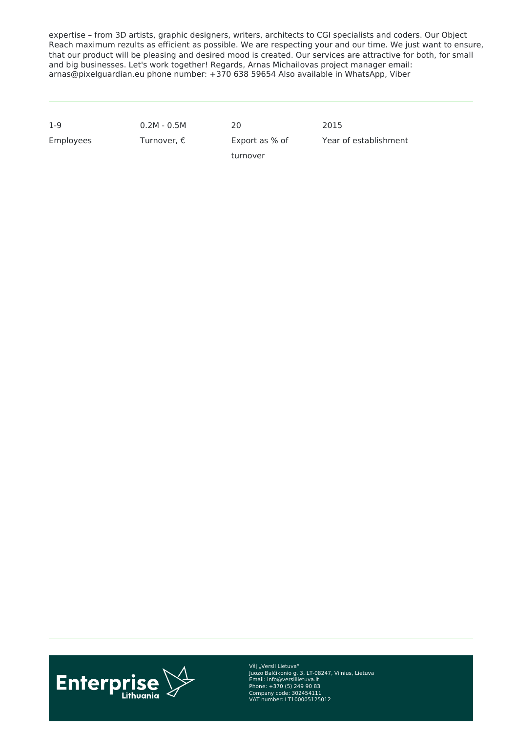expertise – from 3D artists, graphic designers, writers, architects to CGI specialists and coders. Our Object Reach maximum rezults as efficient as possible. We are respecting your and our time. We just want to ensure, that our product will be pleasing and desired mood is created. Our services are attractive for both, for small and big businesses. Let's work together! Regards, Arnas Michailovas project manager email: arnas@pixelguardian.eu phone number: +370 638 59654 Also available in WhatsApp, Viber

---

| | | | |
|---|---|---|---|
| 1-9 | 0.2M - 0.5M | 20 | 2015 |
| Employees | Turnover, € | Export as % of turnover | Year of establishment |

VšĮ „Versli Lietuva"
Juozo Balčikonio g. 3, LT-08247, Vilnius, Lietuva
Email: info@verslilietuva.lt
Phone: +370 (5) 249 90 83
Company code: 302454111
VAT number: LT100005125012